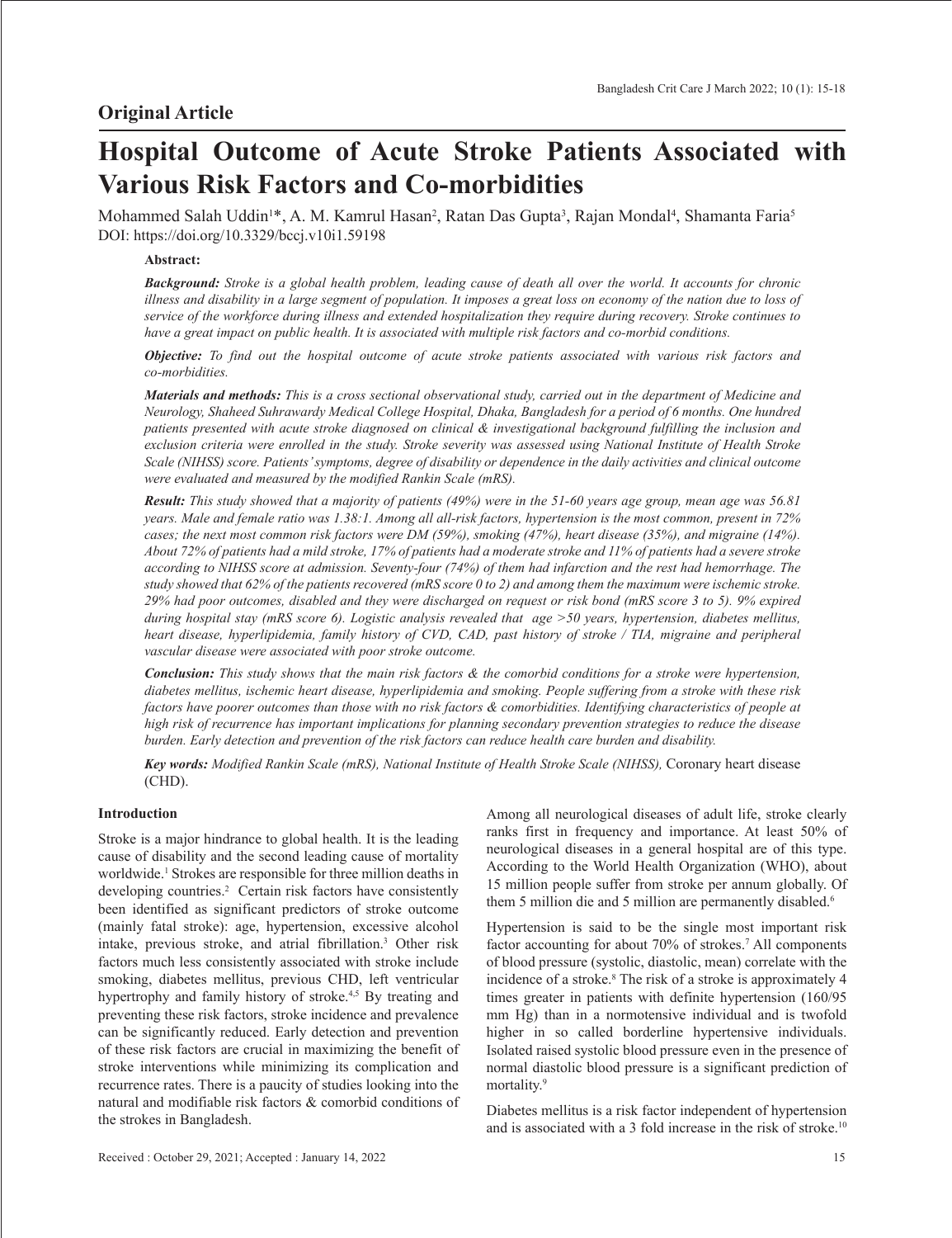## Original Article

# Hospital Outcome of Acute Stroke Patients Associated with Various Risk Factors and Co-morbidities

Mohammed Salah Uddin[1]*, A. M. Kamrul Hasan[2], Ratan Das Gupta[3], Rajan Mondal[4], Shamanta Faria[5]
DOI: https://doi.org/10.3329/bccj.v10i1.59198

**Abstract:**

***Background:*** *Stroke is a global health problem, leading cause of death all over the world. It accounts for chronic illness and disability in a large segment of population. It imposes a great loss on economy of the nation due to loss of service of the workforce during illness and extended hospitalization they require during recovery. Stroke continues to have a great impact on public health. It is associated with multiple risk factors and co-morbid conditions.*

***Objective:*** *To find out the hospital outcome of acute stroke patients associated with various risk factors and co-morbidities.*

***Materials and methods:*** *This is a cross sectional observational study, carried out in the department of Medicine and Neurology, Shaheed Suhrawardy Medical College Hospital, Dhaka, Bangladesh for a period of 6 months. One hundred patients presented with acute stroke diagnosed on clinical & investigational background fulfilling the inclusion and exclusion criteria were enrolled in the study. Stroke severity was assessed using National Institute of Health Stroke Scale (NIHSS) score. Patients' symptoms, degree of disability or dependence in the daily activities and clinical outcome were evaluated and measured by the modified Rankin Scale (mRS).*

***Result:*** *This study showed that a majority of patients (49%) were in the 51-60 years age group, mean age was 56.81 years. Male and female ratio was 1.38:1. Among all all-risk factors, hypertension is the most common, present in 72% cases; the next most common risk factors were DM (59%), smoking (47%), heart disease (35%), and migraine (14%). About 72% of patients had a mild stroke, 17% of patients had a moderate stroke and 11% of patients had a severe stroke according to NIHSS score at admission. Seventy-four (74%) of them had infarction and the rest had hemorrhage. The study showed that 62% of the patients recovered (mRS score 0 to 2) and among them the maximum were ischemic stroke. 29% had poor outcomes, disabled and they were discharged on request or risk bond (mRS score 3 to 5). 9% expired during hospital stay (mRS score 6). Logistic analysis revealed that age >50 years, hypertension, diabetes mellitus, heart disease, hyperlipidemia, family history of CVD, CAD, past history of stroke / TIA, migraine and peripheral vascular disease were associated with poor stroke outcome.*

***Conclusion:*** *This study shows that the main risk factors & the comorbid conditions for a stroke were hypertension, diabetes mellitus, ischemic heart disease, hyperlipidemia and smoking. People suffering from a stroke with these risk factors have poorer outcomes than those with no risk factors & comorbidities. Identifying characteristics of people at high risk of recurrence has important implications for planning secondary prevention strategies to reduce the disease burden. Early detection and prevention of the risk factors can reduce health care burden and disability.*

***Key words:*** *Modified Rankin Scale (mRS), National Institute of Health Stroke Scale (NIHSS),* Coronary heart disease (CHD).

### Introduction

Stroke is a major hindrance to global health. It is the leading cause of disability and the second leading cause of mortality worldwide.[1] Strokes are responsible for three million deaths in developing countries.[2] Certain risk factors have consistently been identified as significant predictors of stroke outcome (mainly fatal stroke): age, hypertension, excessive alcohol intake, previous stroke, and atrial fibrillation.[3] Other risk factors much less consistently associated with stroke include smoking, diabetes mellitus, previous CHD, left ventricular hypertrophy and family history of stroke.[4,5] By treating and preventing these risk factors, stroke incidence and prevalence can be significantly reduced. Early detection and prevention of these risk factors are crucial in maximizing the benefit of stroke interventions while minimizing its complication and recurrence rates. There is a paucity of studies looking into the natural and modifiable risk factors & comorbid conditions of the strokes in Bangladesh.

Among all neurological diseases of adult life, stroke clearly ranks first in frequency and importance. At least 50% of neurological diseases in a general hospital are of this type. According to the World Health Organization (WHO), about 15 million people suffer from stroke per annum globally. Of them 5 million die and 5 million are permanently disabled.[6]

Hypertension is said to be the single most important risk factor accounting for about 70% of strokes.[7] All components of blood pressure (systolic, diastolic, mean) correlate with the incidence of a stroke.[8] The risk of a stroke is approximately 4 times greater in patients with definite hypertension (160/95 mm Hg) than in a normotensive individual and is twofold higher in so called borderline hypertensive individuals. Isolated raised systolic blood pressure even in the presence of normal diastolic blood pressure is a significant prediction of mortality.[9]

Diabetes mellitus is a risk factor independent of hypertension and is associated with a 3 fold increase in the risk of stroke.[10]

Received : October 29, 2021; Accepted : January 14, 2022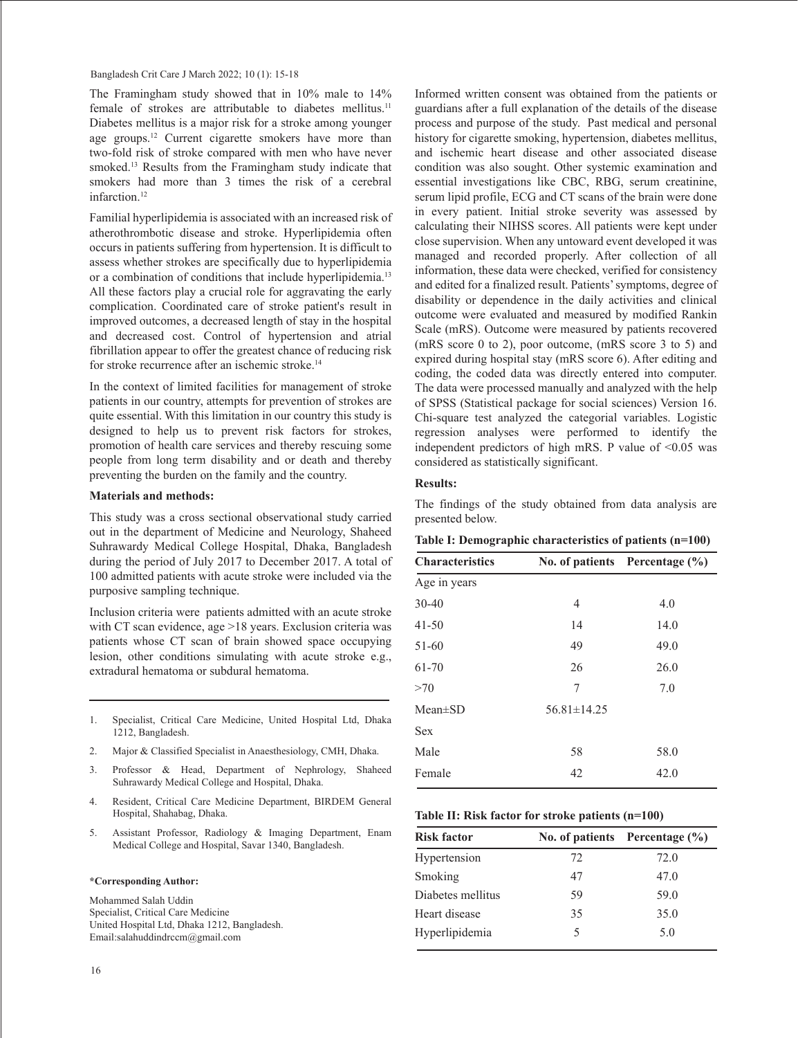The Framingham study showed that in 10% male to 14% female of strokes are attributable to diabetes mellitus.[11] Diabetes mellitus is a major risk for a stroke among younger age groups.[12] Current cigarette smokers have more than two-fold risk of stroke compared with men who have never smoked.[13] Results from the Framingham study indicate that smokers had more than 3 times the risk of a cerebral infarction.[12]

Familial hyperlipidemia is associated with an increased risk of atherothrombotic disease and stroke. Hyperlipidemia often occurs in patients suffering from hypertension. It is difficult to assess whether strokes are specifically due to hyperlipidemia or a combination of conditions that include hyperlipidemia.[13] All these factors play a crucial role for aggravating the early complication. Coordinated care of stroke patient's result in improved outcomes, a decreased length of stay in the hospital and decreased cost. Control of hypertension and atrial fibrillation appear to offer the greatest chance of reducing risk for stroke recurrence after an ischemic stroke.[14]

In the context of limited facilities for management of stroke patients in our country, attempts for prevention of strokes are quite essential. With this limitation in our country this study is designed to help us to prevent risk factors for strokes, promotion of health care services and thereby rescuing some people from long term disability and or death and thereby preventing the burden on the family and the country.

**Materials and methods:**

This study was a cross sectional observational study carried out in the department of Medicine and Neurology, Shaheed Suhrawardy Medical College Hospital, Dhaka, Bangladesh during the period of July 2017 to December 2017. A total of 100 admitted patients with acute stroke were included via the purposive sampling technique.

Inclusion criteria were patients admitted with an acute stroke with CT scan evidence, age >18 years. Exclusion criteria was patients whose CT scan of brain showed space occupying lesion, other conditions simulating with acute stroke e.g., extradural hematoma or subdural hematoma.

1. Specialist, Critical Care Medicine, United Hospital Ltd, Dhaka 1212, Bangladesh.
2. Major & Classified Specialist in Anaesthesiology, CMH, Dhaka.
3. Professor & Head, Department of Nephrology, Shaheed Suhrawardy Medical College and Hospital, Dhaka.
4. Resident, Critical Care Medicine Department, BIRDEM General Hospital, Shahabag, Dhaka.
5. Assistant Professor, Radiology & Imaging Department, Enam Medical College and Hospital, Savar 1340, Bangladesh.

**\*Corresponding Author:**

Mohammed Salah Uddin
Specialist, Critical Care Medicine
United Hospital Ltd, Dhaka 1212, Bangladesh.
Email:salahuddindrccm@gmail.com

Informed written consent was obtained from the patients or guardians after a full explanation of the details of the disease process and purpose of the study. Past medical and personal history for cigarette smoking, hypertension, diabetes mellitus, and ischemic heart disease and other associated disease condition was also sought. Other systemic examination and essential investigations like CBC, RBG, serum creatinine, serum lipid profile, ECG and CT scans of the brain were done in every patient. Initial stroke severity was assessed by calculating their NIHSS scores. All patients were kept under close supervision. When any untoward event developed it was managed and recorded properly. After collection of all information, these data were checked, verified for consistency and edited for a finalized result. Patients' symptoms, degree of disability or dependence in the daily activities and clinical outcome were evaluated and measured by modified Rankin Scale (mRS). Outcome were measured by patients recovered (mRS score 0 to 2), poor outcome, (mRS score 3 to 5) and expired during hospital stay (mRS score 6). After editing and coding, the coded data was directly entered into computer. The data were processed manually and analyzed with the help of SPSS (Statistical package for social sciences) Version 16. Chi-square test analyzed the categorial variables. Logistic regression analyses were performed to identify the independent predictors of high mRS. P value of <0.05 was considered as statistically significant.

**Results:**

The findings of the study obtained from data analysis are presented below.

**Table I: Demographic characteristics of patients (n=100)**

| Characteristics | No. of patients | Percentage (%) |
|---|---|---|
| Age in years | | |
| 30-40 | 4 | 4.0 |
| 41-50 | 14 | 14.0 |
| 51-60 | 49 | 49.0 |
| 61-70 | 26 | 26.0 |
| >70 | 7 | 7.0 |
| Mean±SD | 56.81±14.25 | |
| Sex | | |
| Male | 58 | 58.0 |
| Female | 42 | 42.0 |

**Table II: Risk factor for stroke patients (n=100)**

| Risk factor | No. of patients | Percentage (%) |
|---|---|---|
| Hypertension | 72 | 72.0 |
| Smoking | 47 | 47.0 |
| Diabetes mellitus | 59 | 59.0 |
| Heart disease | 35 | 35.0 |
| Hyperlipidemia | 5 | 5.0 |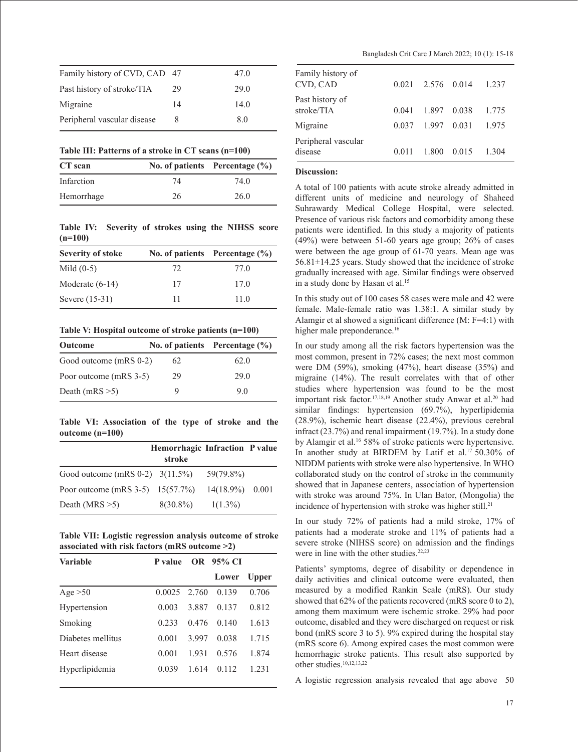| Family history of CVD, CAD | 47 | 47.0 |
|---|---|---|
| Past history of stroke/TIA | 29 | 29.0 |
| Migraine | 14 | 14.0 |
| Peripheral vascular disease | 8 | 8.0 |

**Table III: Patterns of a stroke in CT scans (n=100)**

| CT scan | No. of patients | Percentage (%) |
|---|---|---|
| Infarction | 74 | 74.0 |
| Hemorrhage | 26 | 26.0 |

**Table IV: Severity of strokes using the NIHSS score (n=100)**

| Severity of stoke | No. of patients | Percentage (%) |
|---|---|---|
| Mild (0-5) | 72 | 77.0 |
| Moderate (6-14) | 17 | 17.0 |
| Severe (15-31) | 11 | 11.0 |

**Table V: Hospital outcome of stroke patients (n=100)**

| Outcome | No. of patients | Percentage (%) |
|---|---|---|
| Good outcome (mRS 0-2) | 62 | 62.0 |
| Poor outcome (mRS 3-5) | 29 | 29.0 |
| Death (mRS >5) | 9 | 9.0 |

**Table VI: Association of the type of stroke and the outcome (n=100)**

| | Hemorrhagic stroke | Infraction | P value |
|---|---|---|---|
| Good outcome (mRS 0-2) | 3(11.5%) | 59(79.8%) | |
| Poor outcome (mRS 3-5) | 15(57.7%) | 14(18.9%) | 0.001 |
| Death (MRS >5) | 8(30.8%) | 1(1.3%) | |

**Table VII: Logistic regression analysis outcome of stroke associated with risk factors (mRS outcome >2)**

| Variable | P value | OR | 95% CI | |
|---|---|---|---|---|
| | | | Lower | Upper |
| Age >50 | 0.0025 | 2.760 | 0.139 | 0.706 |
| Hypertension | 0.003 | 3.887 | 0.137 | 0.812 |
| Smoking | 0.233 | 0.476 | 0.140 | 1.613 |
| Diabetes mellitus | 0.001 | 3.997 | 0.038 | 1.715 |
| Heart disease | 0.001 | 1.931 | 0.576 | 1.874 |
| Hyperlipidemia | 0.039 | 1.614 | 0.112 | 1.231 |
| Family history of CVD, CAD | 0.021 | 2.576 | 0.014 | 1.237 |
| Past history of stroke/TIA | 0.041 | 1.897 | 0.038 | 1.775 |
| Migraine | 0.037 | 1.997 | 0.031 | 1.975 |
| Peripheral vascular disease | 0.011 | 1.800 | 0.015 | 1.304 |

## Discussion:

A total of 100 patients with acute stroke already admitted in different units of medicine and neurology of Shaheed Suhrawardy Medical College Hospital, were selected. Presence of various risk factors and comorbidity among these patients were identified. In this study a majority of patients (49%) were between 51-60 years age group; 26% of cases were between the age group of 61-70 years. Mean age was 56.81±14.25 years. Study showed that the incidence of stroke gradually increased with age. Similar findings were observed in a study done by Hasan et al.[15]

In this study out of 100 cases 58 cases were male and 42 were female. Male-female ratio was 1.38:1. A similar study by Alamgir et al showed a significant difference (M: F=4:1) with higher male preponderance.[16]

In our study among all the risk factors hypertension was the most common, present in 72% cases; the next most common were DM (59%), smoking (47%), heart disease (35%) and migraine (14%). The result correlates with that of other studies where hypertension was found to be the most important risk factor.[17,18,19] Another study Anwar et al.[20] had similar findings: hypertension (69.7%), hyperlipidemia (28.9%), ischemic heart disease (22.4%), previous cerebral infract (23.7%) and renal impairment (19.7%). In a study done by Alamgir et al.[16] 58% of stroke patients were hypertensive. In another study at BIRDEM by Latif et al.[17] 50.30% of NIDDM patients with stroke were also hypertensive. In WHO collaborated study on the control of stroke in the community showed that in Japanese centers, association of hypertension with stroke was around 75%. In Ulan Bator, (Mongolia) the incidence of hypertension with stroke was higher still.[21]

In our study 72% of patients had a mild stroke, 17% of patients had a moderate stroke and 11% of patients had a severe stroke (NIHSS score) on admission and the findings were in line with the other studies.[22,23]

Patients' symptoms, degree of disability or dependence in daily activities and clinical outcome were evaluated, then measured by a modified Rankin Scale (mRS). Our study showed that 62% of the patients recovered (mRS score 0 to 2), among them maximum were ischemic stroke. 29% had poor outcome, disabled and they were discharged on request or risk bond (mRS score 3 to 5). 9% expired during the hospital stay (mRS score 6). Among expired cases the most common were hemorrhagic stroke patients. This result also supported by other studies.[10,12,13,22]

A logistic regression analysis revealed that age above 50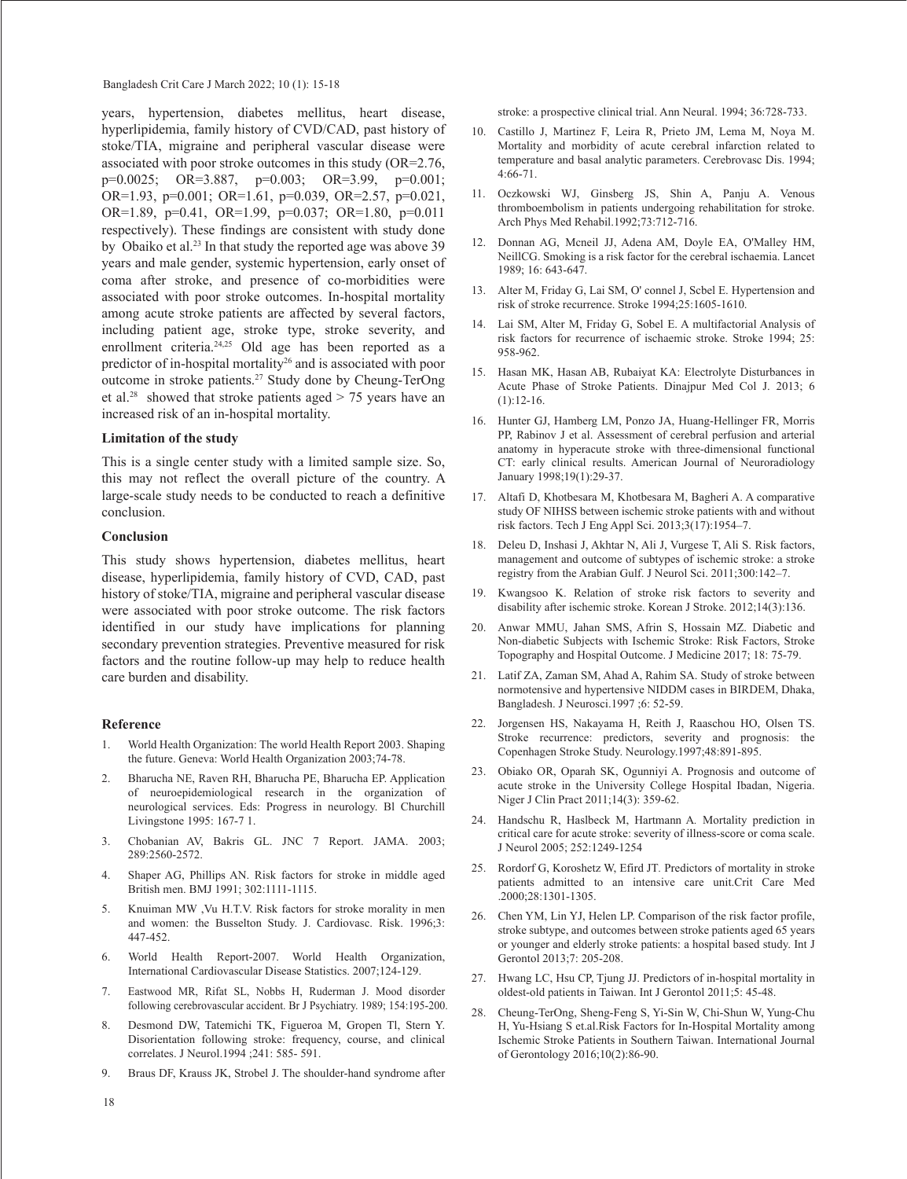years, hypertension, diabetes mellitus, heart disease, hyperlipidemia, family history of CVD/CAD, past history of stoke/TIA, migraine and peripheral vascular disease were associated with poor stroke outcomes in this study (OR=2.76, p=0.0025; OR=3.887, p=0.003; OR=3.99, p=0.001; OR=1.93, p=0.001; OR=1.61, p=0.039, OR=2.57, p=0.021, OR=1.89, p=0.41, OR=1.99, p=0.037; OR=1.80, p=0.011 respectively). These findings are consistent with study done by Obaiko et al.[23] In that study the reported age was above 39 years and male gender, systemic hypertension, early onset of coma after stroke, and presence of co-morbidities were associated with poor stroke outcomes. In-hospital mortality among acute stroke patients are affected by several factors, including patient age, stroke type, stroke severity, and enrollment criteria.[24,25] Old age has been reported as a predictor of in-hospital mortality[26] and is associated with poor outcome in stroke patients.[27] Study done by Cheung-TerOng et al.[28] showed that stroke patients aged > 75 years have an increased risk of an in-hospital mortality.

### Limitation of the study

This is a single center study with a limited sample size. So, this may not reflect the overall picture of the country. A large-scale study needs to be conducted to reach a definitive conclusion.

### Conclusion

This study shows hypertension, diabetes mellitus, heart disease, hyperlipidemia, family history of CVD, CAD, past history of stoke/TIA, migraine and peripheral vascular disease were associated with poor stroke outcome. The risk factors identified in our study have implications for planning secondary prevention strategies. Preventive measured for risk factors and the routine follow-up may help to reduce health care burden and disability.

### Reference

1. World Health Organization: The world Health Report 2003. Shaping the future. Geneva: World Health Organization 2003;74-78.
2. Bharucha NE, Raven RH, Bharucha PE, Bharucha EP. Application of neuroepidemiological research in the organization of neurological services. Eds: Progress in neurology. Bl Churchill Livingstone 1995: 167-7 1.
3. Chobanian AV, Bakris GL. JNC 7 Report. JAMA. 2003; 289:2560-2572.
4. Shaper AG, Phillips AN. Risk factors for stroke in middle aged British men. BMJ 1991; 302:1111-1115.
5. Knuiman MW ,Vu H.T.V. Risk factors for stroke morality in men and women: the Busselton Study. J. Cardiovasc. Risk. 1996;3: 447-452.
6. World Health Report-2007. World Health Organization, International Cardiovascular Disease Statistics. 2007;124-129.
7. Eastwood MR, Rifat SL, Nobbs H, Ruderman J. Mood disorder following cerebrovascular accident. Br J Psychiatry. 1989; 154:195-200.
8. Desmond DW, Tatemichi TK, Figueroa M, Gropen Tl, Stern Y. Disorientation following stroke: frequency, course, and clinical correlates. J Neurol.1994 ;241: 585- 591.
9. Braus DF, Krauss JK, Strobel J. The shoulder-hand syndrome after stroke: a prospective clinical trial. Ann Neural. 1994; 36:728-733.
10. Castillo J, Martinez F, Leira R, Prieto JM, Lema M, Noya M. Mortality and morbidity of acute cerebral infarction related to temperature and basal analytic parameters. Cerebrovasc Dis. 1994; 4:66-71.
11. Oczkowski WJ, Ginsberg JS, Shin A, Panju A. Venous thromboembolism in patients undergoing rehabilitation for stroke. Arch Phys Med Rehabil.1992;73:712-716.
12. Donnan AG, Mcneil JJ, Adena AM, Doyle EA, O'Malley HM, NeillCG. Smoking is a risk factor for the cerebral ischaemia. Lancet 1989; 16: 643-647.
13. Alter M, Friday G, Lai SM, O' connel J, Scbel E. Hypertension and risk of stroke recurrence. Stroke 1994;25:1605-1610.
14. Lai SM, Alter M, Friday G, Sobel E. A multifactorial Analysis of risk factors for recurrence of ischaemic stroke. Stroke 1994; 25: 958-962.
15. Hasan MK, Hasan AB, Rubaiyat KA: Electrolyte Disturbances in Acute Phase of Stroke Patients. Dinajpur Med Col J. 2013; 6 (1):12-16.
16. Hunter GJ, Hamberg LM, Ponzo JA, Huang-Hellinger FR, Morris PP, Rabinov J et al. Assessment of cerebral perfusion and arterial anatomy in hyperacute stroke with three-dimensional functional CT: early clinical results. American Journal of Neuroradiology January 1998;19(1):29-37.
17. Altafi D, Khotbesara M, Khotbesara M, Bagheri A. A comparative study OF NIHSS between ischemic stroke patients with and without risk factors. Tech J Eng Appl Sci. 2013;3(17):1954–7.
18. Deleu D, Inshasi J, Akhtar N, Ali J, Vurgese T, Ali S. Risk factors, management and outcome of subtypes of ischemic stroke: a stroke registry from the Arabian Gulf. J Neurol Sci. 2011;300:142–7.
19. Kwangsoo K. Relation of stroke risk factors to severity and disability after ischemic stroke. Korean J Stroke. 2012;14(3):136.
20. Anwar MMU, Jahan SMS, Afrin S, Hossain MZ. Diabetic and Non-diabetic Subjects with Ischemic Stroke: Risk Factors, Stroke Topography and Hospital Outcome. J Medicine 2017; 18: 75-79.
21. Latif ZA, Zaman SM, Ahad A, Rahim SA. Study of stroke between normotensive and hypertensive NIDDM cases in BIRDEM, Dhaka, Bangladesh. J Neurosci.1997 ;6: 52-59.
22. Jorgensen HS, Nakayama H, Reith J, Raaschou HO, Olsen TS. Stroke recurrence: predictors, severity and prognosis: the Copenhagen Stroke Study. Neurology.1997;48:891-895.
23. Obiako OR, Oparah SK, Ogunniyi A. Prognosis and outcome of acute stroke in the University College Hospital Ibadan, Nigeria. Niger J Clin Pract 2011;14(3): 359-62.
24. Handschu R, Haslbeck M, Hartmann A. Mortality prediction in critical care for acute stroke: severity of illness-score or coma scale. J Neurol 2005; 252:1249-1254
25. Rordorf G, Koroshetz W, Efird JT. Predictors of mortality in stroke patients admitted to an intensive care unit.Crit Care Med .2000;28:1301-1305.
26. Chen YM, Lin YJ, Helen LP. Comparison of the risk factor profile, stroke subtype, and outcomes between stroke patients aged 65 years or younger and elderly stroke patients: a hospital based study. Int J Gerontol 2013;7: 205-208.
27. Hwang LC, Hsu CP, Tjung JJ. Predictors of in-hospital mortality in oldest-old patients in Taiwan. Int J Gerontol 2011;5: 45-48.
28. Cheung-TerOng, Sheng-Feng S, Yi-Sin W, Chi-Shun W, Yung-Chu H, Yu-Hsiang S et.al.Risk Factors for In-Hospital Mortality among Ischemic Stroke Patients in Southern Taiwan. International Journal of Gerontology 2016;10(2):86-90.